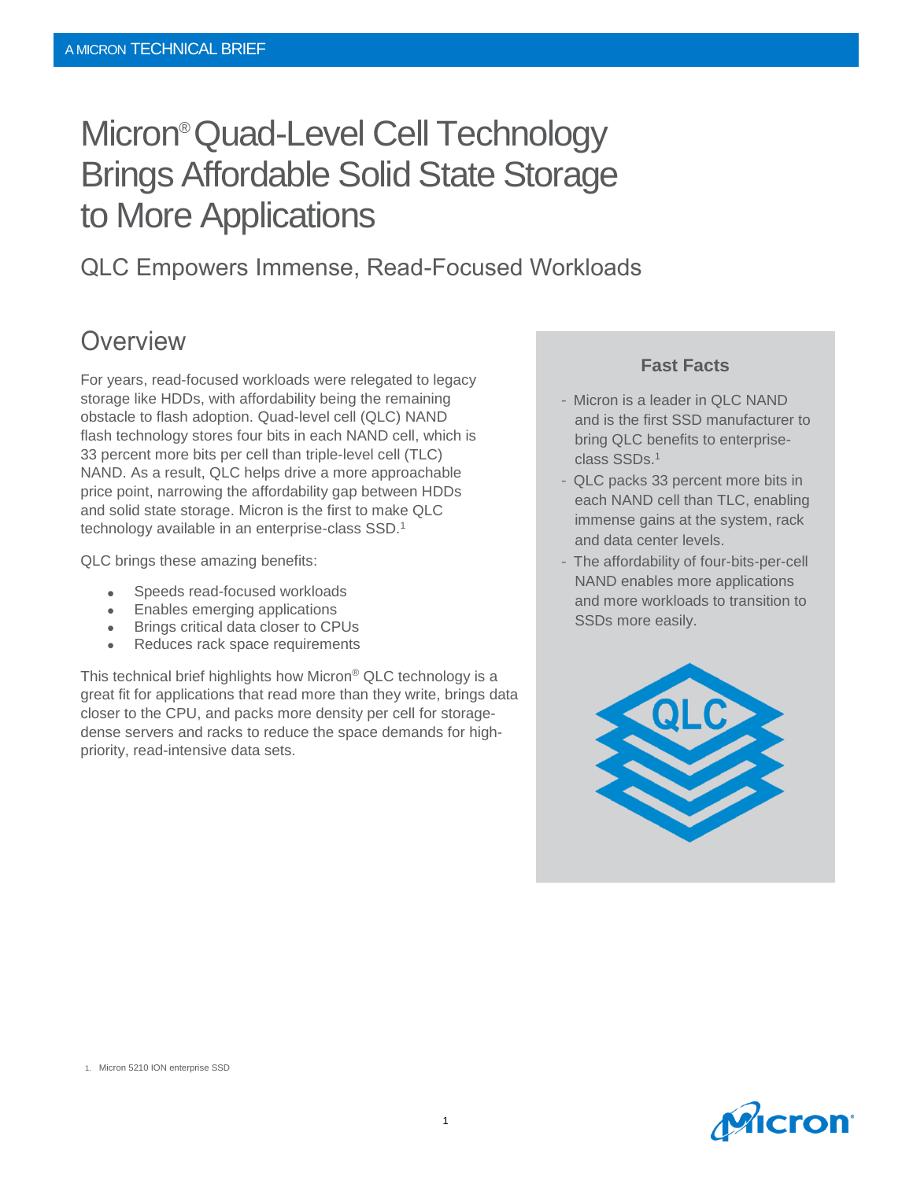A MICRON TECHNICAL BRIEF

# Micron® Quad-Level Cell Technology Brings Affordable Solid State Storage to More Applications

## QLC Empowers Immense, Read-Focused Workloads

## Overview

For years, read-focused workloads were relegated to legacy storage like HDDs, with affordability being the remaining obstacle to flash adoption. Quad-level cell (QLC) NAND flash technology stores four bits in each NAND cell, which is 33 percent more bits per cell than triple-level cell (TLC) NAND. As a result, QLC helps drive a more approachable price point, narrowing the affordability gap between HDDs and solid state storage. Micron is the first to make QLC technology available in an enterprise-class SSD.[1]

QLC brings these amazing benefits:

- Speeds read-focused workloads
- Enables emerging applications
- Brings critical data closer to CPUs
- Reduces rack space requirements

This technical brief highlights how Micron® QLC technology is a great fit for applications that read more than they write, brings data closer to the CPU, and packs more density per cell for storage-dense servers and racks to reduce the space demands for high-priority, read-intensive data sets.

**Fast Facts**

- Micron is a leader in QLC NAND and is the first SSD manufacturer to bring QLC benefits to enterprise-class SSDs.[1]
- QLC packs 33 percent more bits in each NAND cell than TLC, enabling immense gains at the system, rack and data center levels.
- The affordability of four-bits-per-cell NAND enables more applications and more workloads to transition to SSDs more easily.

1. Micron 5210 ION enterprise SSD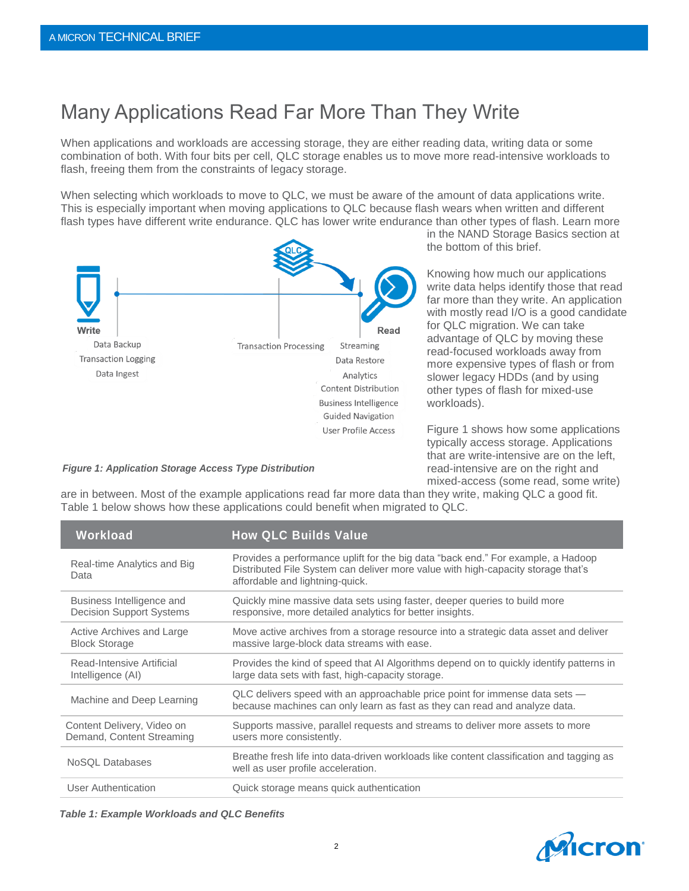# Many Applications Read Far More Than They Write

When applications and workloads are accessing storage, they are either reading data, writing data or some combination of both. With four bits per cell, QLC storage enables us to move more read-intensive workloads to flash, freeing them from the constraints of legacy storage.

When selecting which workloads to move to QLC, we must be aware of the amount of data applications write. This is especially important when moving applications to QLC because flash wears when written and different flash types have different write endurance. QLC has lower write endurance than other types of flash. Learn more in the NAND Storage Basics section at the bottom of this brief.

Write — Data Backup, Transaction Logging, Data Ingest

Transaction Processing

Read — Streaming, Data Restore, Analytics, Content Distribution, Business Intelligence, Guided Navigation, User Profile Access

*Figure 1: Application Storage Access Type Distribution*

Knowing how much our applications write data helps identify those that read far more than they write. An application with mostly read I/O is a good candidate for QLC migration. We can take advantage of QLC by moving these read-focused workloads away from more expensive types of flash or from slower legacy HDDs (and by using other types of flash for mixed-use workloads).

Figure 1 shows how some applications typically access storage. Applications that are write-intensive are on the left, read-intensive are on the right and mixed-access (some read, some write) are in between. Most of the example applications read far more data than they write, making QLC a good fit. Table 1 below shows how these applications could benefit when migrated to QLC.

| Workload | How QLC Builds Value |
|---|---|
| Real-time Analytics and Big Data | Provides a performance uplift for the big data "back end." For example, a Hadoop Distributed File System can deliver more value with high-capacity storage that's affordable and lightning-quick. |
| Business Intelligence and Decision Support Systems | Quickly mine massive data sets using faster, deeper queries to build more responsive, more detailed analytics for better insights. |
| Active Archives and Large Block Storage | Move active archives from a storage resource into a strategic data asset and deliver massive large-block data streams with ease. |
| Read-Intensive Artificial Intelligence (AI) | Provides the kind of speed that AI Algorithms depend on to quickly identify patterns in large data sets with fast, high-capacity storage. |
| Machine and Deep Learning | QLC delivers speed with an approachable price point for immense data sets — because machines can only learn as fast as they can read and analyze data. |
| Content Delivery, Video on Demand, Content Streaming | Supports massive, parallel requests and streams to deliver more assets to more users more consistently. |
| NoSQL Databases | Breathe fresh life into data-driven workloads like content classification and tagging as well as user profile acceleration. |
| User Authentication | Quick storage means quick authentication |

*Table 1: Example Workloads and QLC Benefits*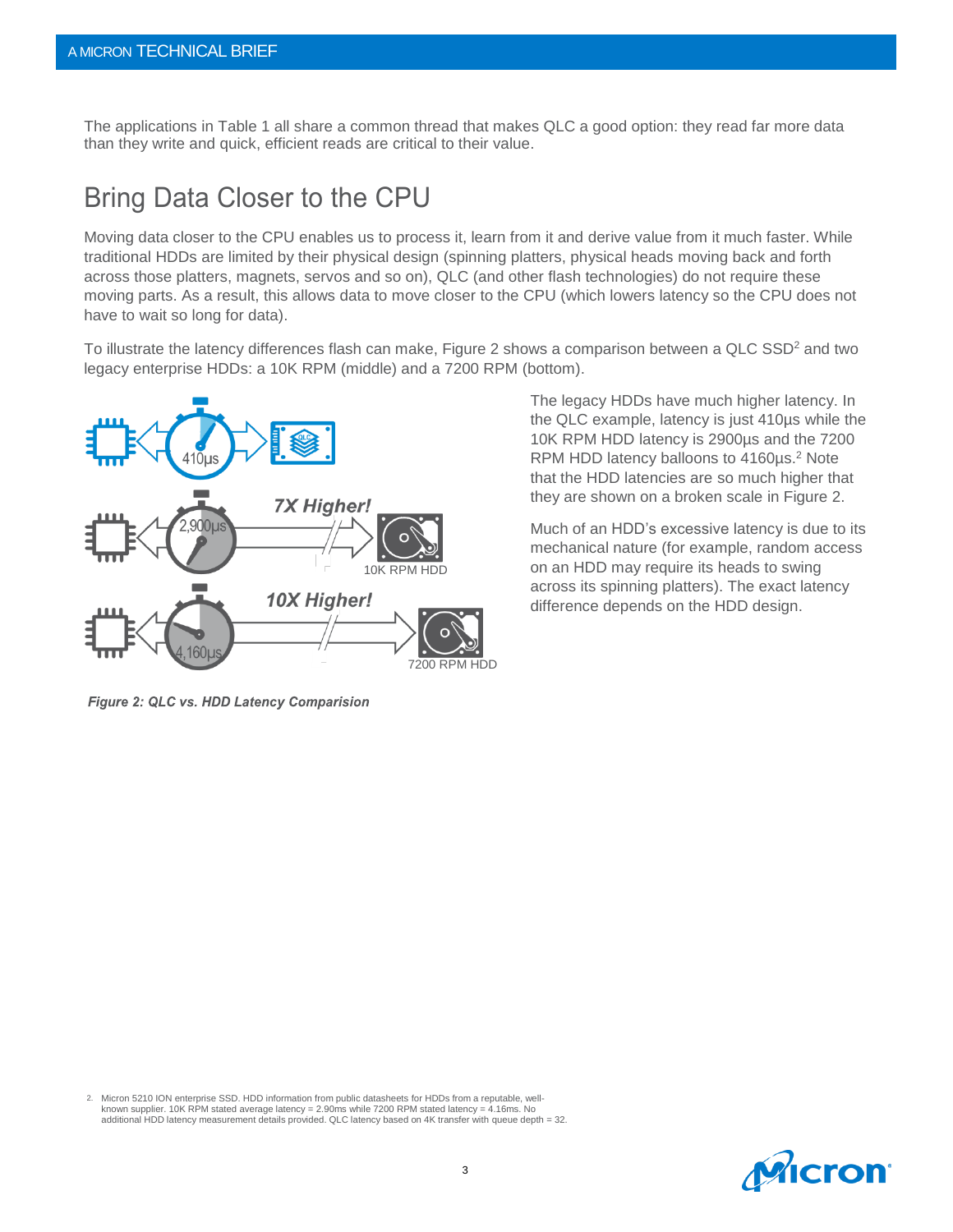The applications in Table 1 all share a common thread that makes QLC a good option: they read far more data than they write and quick, efficient reads are critical to their value.

## Bring Data Closer to the CPU

Moving data closer to the CPU enables us to process it, learn from it and derive value from it much faster. While traditional HDDs are limited by their physical design (spinning platters, physical heads moving back and forth across those platters, magnets, servos and so on), QLC (and other flash technologies) do not require these moving parts. As a result, this allows data to move closer to the CPU (which lowers latency so the CPU does not have to wait so long for data).

To illustrate the latency differences flash can make, Figure 2 shows a comparison between a QLC SSD[2] and two legacy enterprise HDDs: a 10K RPM (middle) and a 7200 RPM (bottom).

*Figure 2: QLC vs. HDD Latency Comparision*

The legacy HDDs have much higher latency. In the QLC example, latency is just 410µs while the 10K RPM HDD latency is 2900µs and the 7200 RPM HDD latency balloons to 4160µs.[2] Note that the HDD latencies are so much higher that they are shown on a broken scale in Figure 2.

Much of an HDD's excessive latency is due to its mechanical nature (for example, random access on an HDD may require its heads to swing across its spinning platters). The exact latency difference depends on the HDD design.

2. Micron 5210 ION enterprise SSD. HDD information from public datasheets for HDDs from a reputable, well-known supplier. 10K RPM stated average latency = 2.90ms while 7200 RPM stated latency = 4.16ms. No additional HDD latency measurement details provided. QLC latency based on 4K transfer with queue depth = 32.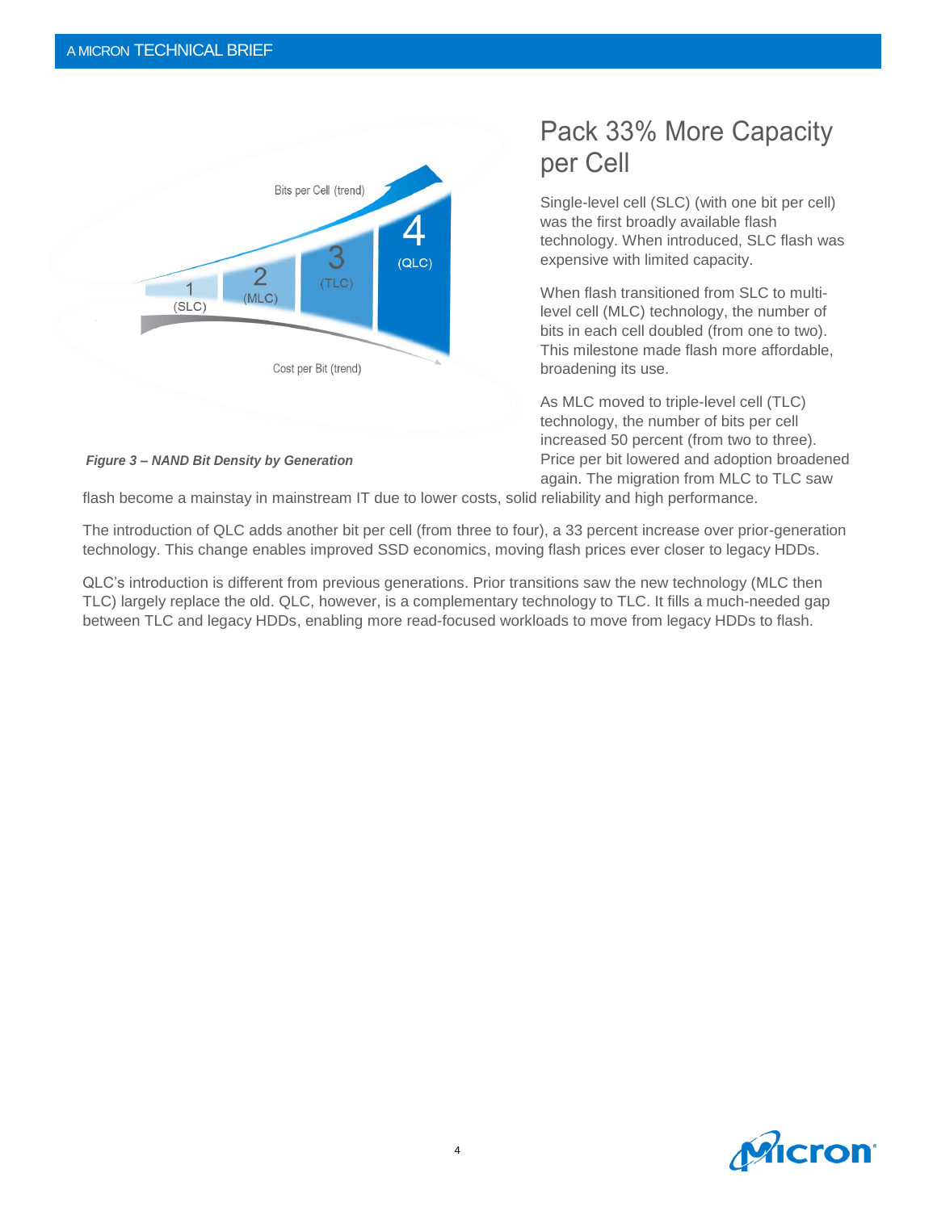## Pack 33% More Capacity per Cell

*Figure 3 – NAND Bit Density by Generation*

Single-level cell (SLC) (with one bit per cell) was the first broadly available flash technology. When introduced, SLC flash was expensive with limited capacity.

When flash transitioned from SLC to multi-level cell (MLC) technology, the number of bits in each cell doubled (from one to two). This milestone made flash more affordable, broadening its use.

As MLC moved to triple-level cell (TLC) technology, the number of bits per cell increased 50 percent (from two to three). Price per bit lowered and adoption broadened again. The migration from MLC to TLC saw flash become a mainstay in mainstream IT due to lower costs, solid reliability and high performance.

The introduction of QLC adds another bit per cell (from three to four), a 33 percent increase over prior-generation technology. This change enables improved SSD economics, moving flash prices ever closer to legacy HDDs.

QLC's introduction is different from previous generations. Prior transitions saw the new technology (MLC then TLC) largely replace the old. QLC, however, is a complementary technology to TLC. It fills a much-needed gap between TLC and legacy HDDs, enabling more read-focused workloads to move from legacy HDDs to flash.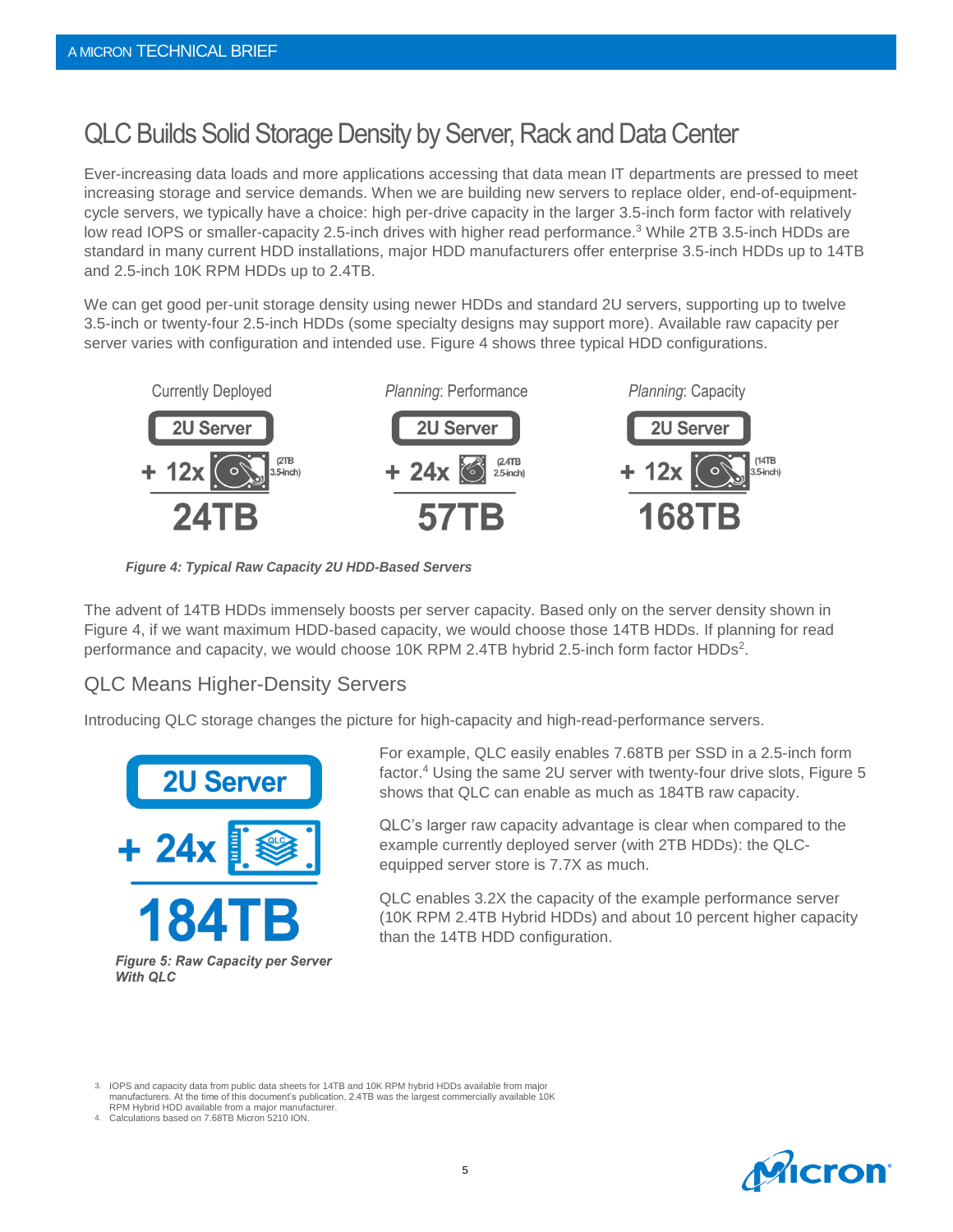# QLC Builds Solid Storage Density by Server, Rack and Data Center

Ever-increasing data loads and more applications accessing that data mean IT departments are pressed to meet increasing storage and service demands. When we are building new servers to replace older, end-of-equipment-cycle servers, we typically have a choice: high per-drive capacity in the larger 3.5-inch form factor with relatively low read IOPS or smaller-capacity 2.5-inch drives with higher read performance.[3] While 2TB 3.5-inch HDDs are standard in many current HDD installations, major HDD manufacturers offer enterprise 3.5-inch HDDs up to 14TB and 2.5-inch 10K RPM HDDs up to 2.4TB.

We can get good per-unit storage density using newer HDDs and standard 2U servers, supporting up to twelve 3.5-inch or twenty-four 2.5-inch HDDs (some specialty designs may support more). Available raw capacity per server varies with configuration and intended use. Figure 4 shows three typical HDD configurations.

| Currently Deployed | *Planning*: Performance | *Planning*: Capacity |
| --- | --- | --- |
| 2U Server | 2U Server | 2U Server |
| + 12x (2TB 3.5-inch) | + 24x (2.4TB 2.5-inch) | + 12x (14TB 3.5-inch) |
| 24TB | 57TB | 168TB |

***Figure 4: Typical Raw Capacity 2U HDD-Based Servers***

The advent of 14TB HDDs immensely boosts per server capacity. Based only on the server density shown in Figure 4, if we want maximum HDD-based capacity, we would choose those 14TB HDDs. If planning for read performance and capacity, we would choose 10K RPM 2.4TB hybrid 2.5-inch form factor HDDs[2].

## QLC Means Higher-Density Servers

Introducing QLC storage changes the picture for high-capacity and high-read-performance servers.

2U Server
+ 24x QLC
184TB

***Figure 5: Raw Capacity per Server With QLC***

For example, QLC easily enables 7.68TB per SSD in a 2.5-inch form factor.[4] Using the same 2U server with twenty-four drive slots, Figure 5 shows that QLC can enable as much as 184TB raw capacity.

QLC's larger raw capacity advantage is clear when compared to the example currently deployed server (with 2TB HDDs): the QLC-equipped server store is 7.7X as much.

QLC enables 3.2X the capacity of the example performance server (10K RPM 2.4TB Hybrid HDDs) and about 10 percent higher capacity than the 14TB HDD configuration.

3. IOPS and capacity data from public data sheets for 14TB and 10K RPM hybrid HDDs available from major manufacturers. At the time of this document's publication, 2.4TB was the largest commercially available 10K RPM Hybrid HDD available from a major manufacturer.
4. Calculations based on 7.68TB Micron 5210 ION.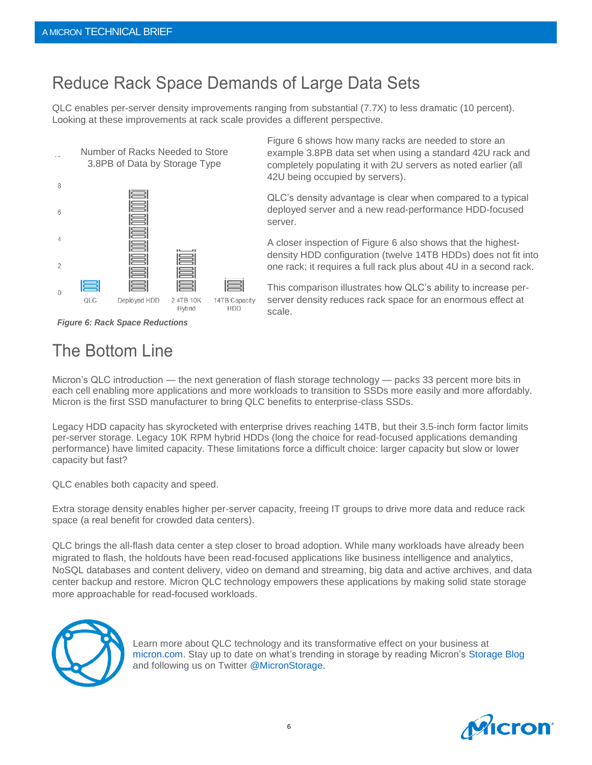## Reduce Rack Space Demands of Large Data Sets

QLC enables per-server density improvements ranging from substantial (7.7X) to less dramatic (10 percent). Looking at these improvements at rack scale provides a different perspective.

Number of Racks Needed to Store 3.8PB of Data by Storage Type

*Figure 6: Rack Space Reductions*

Figure 6 shows how many racks are needed to store an example 3.8PB data set when using a standard 42U rack and completely populating it with 2U servers as noted earlier (all 42U being occupied by servers).

QLC's density advantage is clear when compared to a typical deployed server and a new read-performance HDD-focused server.

A closer inspection of Figure 6 also shows that the highest-density HDD configuration (twelve 14TB HDDs) does not fit into one rack; it requires a full rack plus about 4U in a second rack.

This comparison illustrates how QLC's ability to increase per-server density reduces rack space for an enormous effect at scale.

## The Bottom Line

Micron's QLC introduction — the next generation of flash storage technology — packs 33 percent more bits in each cell enabling more applications and more workloads to transition to SSDs more easily and more affordably. Micron is the first SSD manufacturer to bring QLC benefits to enterprise-class SSDs.

Legacy HDD capacity has skyrocketed with enterprise drives reaching 14TB, but their 3.5-inch form factor limits per-server storage. Legacy 10K RPM hybrid HDDs (long the choice for read-focused applications demanding performance) have limited capacity. These limitations force a difficult choice: larger capacity but slow or lower capacity but fast?

QLC enables both capacity and speed.

Extra storage density enables higher per-server capacity, freeing IT groups to drive more data and reduce rack space (a real benefit for crowded data centers).

QLC brings the all-flash data center a step closer to broad adoption. While many workloads have already been migrated to flash, the holdouts have been read-focused applications like business intelligence and analytics, NoSQL databases and content delivery, video on demand and streaming, big data and active archives, and data center backup and restore. Micron QLC technology empowers these applications by making solid state storage more approachable for read-focused workloads.

Learn more about QLC technology and its transformative effect on your business at micron.com. Stay up to date on what's trending in storage by reading Micron's Storage Blog and following us on Twitter @MicronStorage.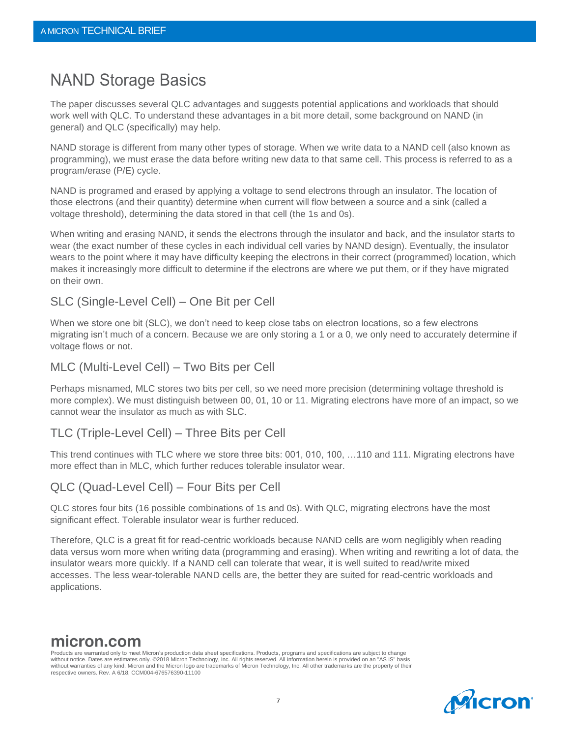# NAND Storage Basics

The paper discusses several QLC advantages and suggests potential applications and workloads that should work well with QLC. To understand these advantages in a bit more detail, some background on NAND (in general) and QLC (specifically) may help.

NAND storage is different from many other types of storage. When we write data to a NAND cell (also known as programming), we must erase the data before writing new data to that same cell. This process is referred to as a program/erase (P/E) cycle.

NAND is programed and erased by applying a voltage to send electrons through an insulator. The location of those electrons (and their quantity) determine when current will flow between a source and a sink (called a voltage threshold), determining the data stored in that cell (the 1s and 0s).

When writing and erasing NAND, it sends the electrons through the insulator and back, and the insulator starts to wear (the exact number of these cycles in each individual cell varies by NAND design). Eventually, the insulator wears to the point where it may have difficulty keeping the electrons in their correct (programmed) location, which makes it increasingly more difficult to determine if the electrons are where we put them, or if they have migrated on their own.

## SLC (Single-Level Cell) – One Bit per Cell

When we store one bit (SLC), we don't need to keep close tabs on electron locations, so a few electrons migrating isn't much of a concern. Because we are only storing a 1 or a 0, we only need to accurately determine if voltage flows or not.

## MLC (Multi-Level Cell) – Two Bits per Cell

Perhaps misnamed, MLC stores two bits per cell, so we need more precision (determining voltage threshold is more complex). We must distinguish between 00, 01, 10 or 11. Migrating electrons have more of an impact, so we cannot wear the insulator as much as with SLC.

## TLC (Triple-Level Cell) – Three Bits per Cell

This trend continues with TLC where we store three bits: 001, 010, 100, …110 and 111. Migrating electrons have more effect than in MLC, which further reduces tolerable insulator wear.

## QLC (Quad-Level Cell) – Four Bits per Cell

QLC stores four bits (16 possible combinations of 1s and 0s). With QLC, migrating electrons have the most significant effect. Tolerable insulator wear is further reduced.

Therefore, QLC is a great fit for read-centric workloads because NAND cells are worn negligibly when reading data versus worn more when writing data (programming and erasing). When writing and rewriting a lot of data, the insulator wears more quickly. If a NAND cell can tolerate that wear, it is well suited to read/write mixed accesses. The less wear-tolerable NAND cells are, the better they are suited for read-centric workloads and applications.

**micron.com**

Products are warranted only to meet Micron's production data sheet specifications. Products, programs and specifications are subject to change without notice. Dates are estimates only. ©2018 Micron Technology, Inc. All rights reserved. All information herein is provided on an "AS IS" basis without warranties of any kind. Micron and the Micron logo are trademarks of Micron Technology, Inc. All other trademarks are the property of their respective owners. Rev. A 6/18, CCM004-676576390-11100